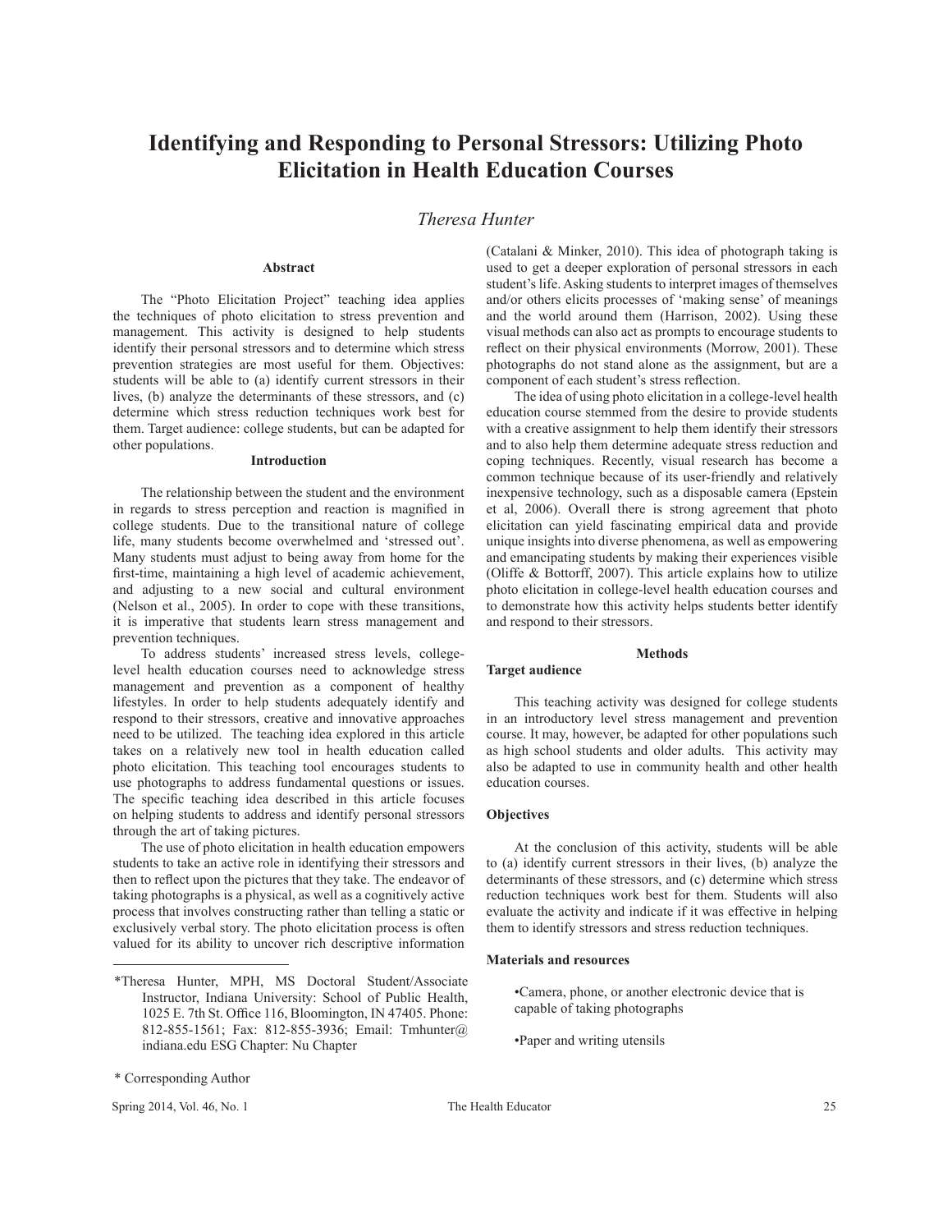# Identifying and Responding to Personal Stressors: Utilizing Photo Elicitation in Health Education Courses

*Theresa Hunter*

### Abstract

The "Photo Elicitation Project" teaching idea applies the techniques of photo elicitation to stress prevention and management. This activity is designed to help students identify their personal stressors and to determine which stress prevention strategies are most useful for them. Objectives: students will be able to (a) identify current stressors in their lives, (b) analyze the determinants of these stressors, and (c) determine which stress reduction techniques work best for them. Target audience: college students, but can be adapted for other populations.

### Introduction

The relationship between the student and the environment in regards to stress perception and reaction is magnified in college students. Due to the transitional nature of college life, many students become overwhelmed and 'stressed out'. Many students must adjust to being away from home for the first-time, maintaining a high level of academic achievement, and adjusting to a new social and cultural environment (Nelson et al., 2005). In order to cope with these transitions, it is imperative that students learn stress management and prevention techniques.

To address students' increased stress levels, college-level health education courses need to acknowledge stress management and prevention as a component of healthy lifestyles. In order to help students adequately identify and respond to their stressors, creative and innovative approaches need to be utilized. The teaching idea explored in this article takes on a relatively new tool in health education called photo elicitation. This teaching tool encourages students to use photographs to address fundamental questions or issues. The specific teaching idea described in this article focuses on helping students to address and identify personal stressors through the art of taking pictures.

The use of photo elicitation in health education empowers students to take an active role in identifying their stressors and then to reflect upon the pictures that they take. The endeavor of taking photographs is a physical, as well as a cognitively active process that involves constructing rather than telling a static or exclusively verbal story. The photo elicitation process is often valued for its ability to uncover rich descriptive information (Catalani & Minker, 2010). This idea of photograph taking is used to get a deeper exploration of personal stressors in each student's life. Asking students to interpret images of themselves and/or others elicits processes of 'making sense' of meanings and the world around them (Harrison, 2002). Using these visual methods can also act as prompts to encourage students to reflect on their physical environments (Morrow, 2001). These photographs do not stand alone as the assignment, but are a component of each student's stress reflection.

The idea of using photo elicitation in a college-level health education course stemmed from the desire to provide students with a creative assignment to help them identify their stressors and to also help them determine adequate stress reduction and coping techniques. Recently, visual research has become a common technique because of its user-friendly and relatively inexpensive technology, such as a disposable camera (Epstein et al, 2006). Overall there is strong agreement that photo elicitation can yield fascinating empirical data and provide unique insights into diverse phenomena, as well as empowering and emancipating students by making their experiences visible (Oliffe & Bottorff, 2007). This article explains how to utilize photo elicitation in college-level health education courses and to demonstrate how this activity helps students better identify and respond to their stressors.

### Methods

#### Target audience

This teaching activity was designed for college students in an introductory level stress management and prevention course. It may, however, be adapted for other populations such as high school students and older adults. This activity may also be adapted to use in community health and other health education courses.

#### Objectives

At the conclusion of this activity, students will be able to (a) identify current stressors in their lives, (b) analyze the determinants of these stressors, and (c) determine which stress reduction techniques work best for them. Students will also evaluate the activity and indicate if it was effective in helping them to identify stressors and stress reduction techniques.

#### Materials and resources

- Camera, phone, or another electronic device that is capable of taking photographs
- Paper and writing utensils

---

*Theresa Hunter, MPH, MS Doctoral Student/Associate Instructor, Indiana University: School of Public Health, 1025 E. 7th St. Office 116, Bloomington, IN 47405. Phone: 812-855-1561; Fax: 812-855-3936; Email: Tmhunter@indiana.edu ESG Chapter: Nu Chapter

* Corresponding Author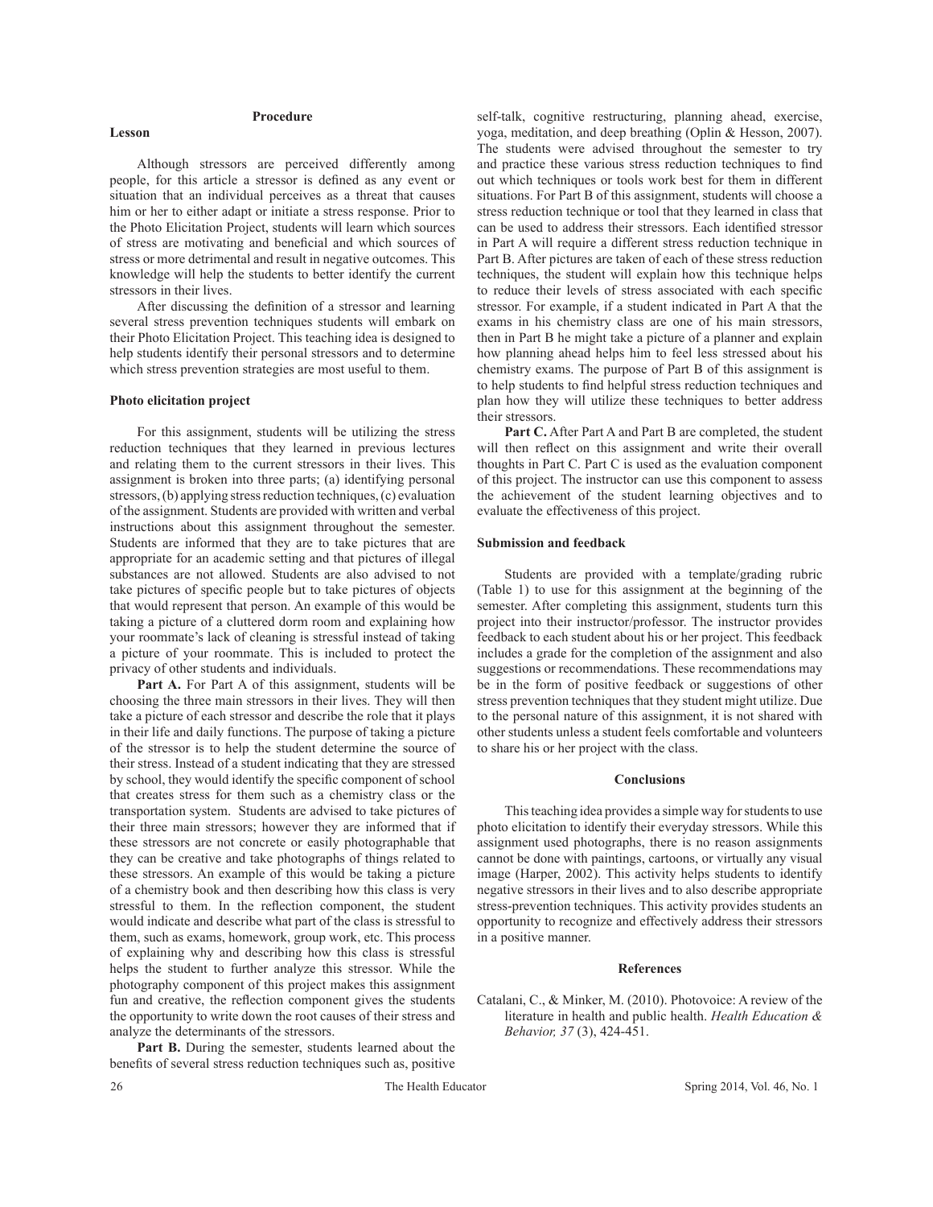## Procedure

### Lesson

Although stressors are perceived differently among people, for this article a stressor is defined as any event or situation that an individual perceives as a threat that causes him or her to either adapt or initiate a stress response. Prior to the Photo Elicitation Project, students will learn which sources of stress are motivating and beneficial and which sources of stress or more detrimental and result in negative outcomes. This knowledge will help the students to better identify the current stressors in their lives.

After discussing the definition of a stressor and learning several stress prevention techniques students will embark on their Photo Elicitation Project. This teaching idea is designed to help students identify their personal stressors and to determine which stress prevention strategies are most useful to them.

### Photo elicitation project

For this assignment, students will be utilizing the stress reduction techniques that they learned in previous lectures and relating them to the current stressors in their lives. This assignment is broken into three parts; (a) identifying personal stressors, (b) applying stress reduction techniques, (c) evaluation of the assignment. Students are provided with written and verbal instructions about this assignment throughout the semester. Students are informed that they are to take pictures that are appropriate for an academic setting and that pictures of illegal substances are not allowed. Students are also advised to not take pictures of specific people but to take pictures of objects that would represent that person. An example of this would be taking a picture of a cluttered dorm room and explaining how your roommate's lack of cleaning is stressful instead of taking a picture of your roommate. This is included to protect the privacy of other students and individuals.

**Part A.** For Part A of this assignment, students will be choosing the three main stressors in their lives. They will then take a picture of each stressor and describe the role that it plays in their life and daily functions. The purpose of taking a picture of the stressor is to help the student determine the source of their stress. Instead of a student indicating that they are stressed by school, they would identify the specific component of school that creates stress for them such as a chemistry class or the transportation system. Students are advised to take pictures of their three main stressors; however they are informed that if these stressors are not concrete or easily photographable that they can be creative and take photographs of things related to these stressors. An example of this would be taking a picture of a chemistry book and then describing how this class is very stressful to them. In the reflection component, the student would indicate and describe what part of the class is stressful to them, such as exams, homework, group work, etc. This process of explaining why and describing how this class is stressful helps the student to further analyze this stressor. While the photography component of this project makes this assignment fun and creative, the reflection component gives the students the opportunity to write down the root causes of their stress and analyze the determinants of the stressors.

**Part B.** During the semester, students learned about the benefits of several stress reduction techniques such as, positive self-talk, cognitive restructuring, planning ahead, exercise, yoga, meditation, and deep breathing (Oplin & Hesson, 2007). The students were advised throughout the semester to try and practice these various stress reduction techniques to find out which techniques or tools work best for them in different situations. For Part B of this assignment, students will choose a stress reduction technique or tool that they learned in class that can be used to address their stressors. Each identified stressor in Part A will require a different stress reduction technique in Part B. After pictures are taken of each of these stress reduction techniques, the student will explain how this technique helps to reduce their levels of stress associated with each specific stressor. For example, if a student indicated in Part A that the exams in his chemistry class are one of his main stressors, then in Part B he might take a picture of a planner and explain how planning ahead helps him to feel less stressed about his chemistry exams. The purpose of Part B of this assignment is to help students to find helpful stress reduction techniques and plan how they will utilize these techniques to better address their stressors.

**Part C.** After Part A and Part B are completed, the student will then reflect on this assignment and write their overall thoughts in Part C. Part C is used as the evaluation component of this project. The instructor can use this component to assess the achievement of the student learning objectives and to evaluate the effectiveness of this project.

### Submission and feedback

Students are provided with a template/grading rubric (Table 1) to use for this assignment at the beginning of the semester. After completing this assignment, students turn this project into their instructor/professor. The instructor provides feedback to each student about his or her project. This feedback includes a grade for the completion of the assignment and also suggestions or recommendations. These recommendations may be in the form of positive feedback or suggestions of other stress prevention techniques that they student might utilize. Due to the personal nature of this assignment, it is not shared with other students unless a student feels comfortable and volunteers to share his or her project with the class.

## Conclusions

This teaching idea provides a simple way for students to use photo elicitation to identify their everyday stressors. While this assignment used photographs, there is no reason assignments cannot be done with paintings, cartoons, or virtually any visual image (Harper, 2002). This activity helps students to identify negative stressors in their lives and to also describe appropriate stress-prevention techniques. This activity provides students an opportunity to recognize and effectively address their stressors in a positive manner.

## References

Catalani, C., & Minker, M. (2010). Photovoice: A review of the literature in health and public health. *Health Education & Behavior, 37* (3), 424-451.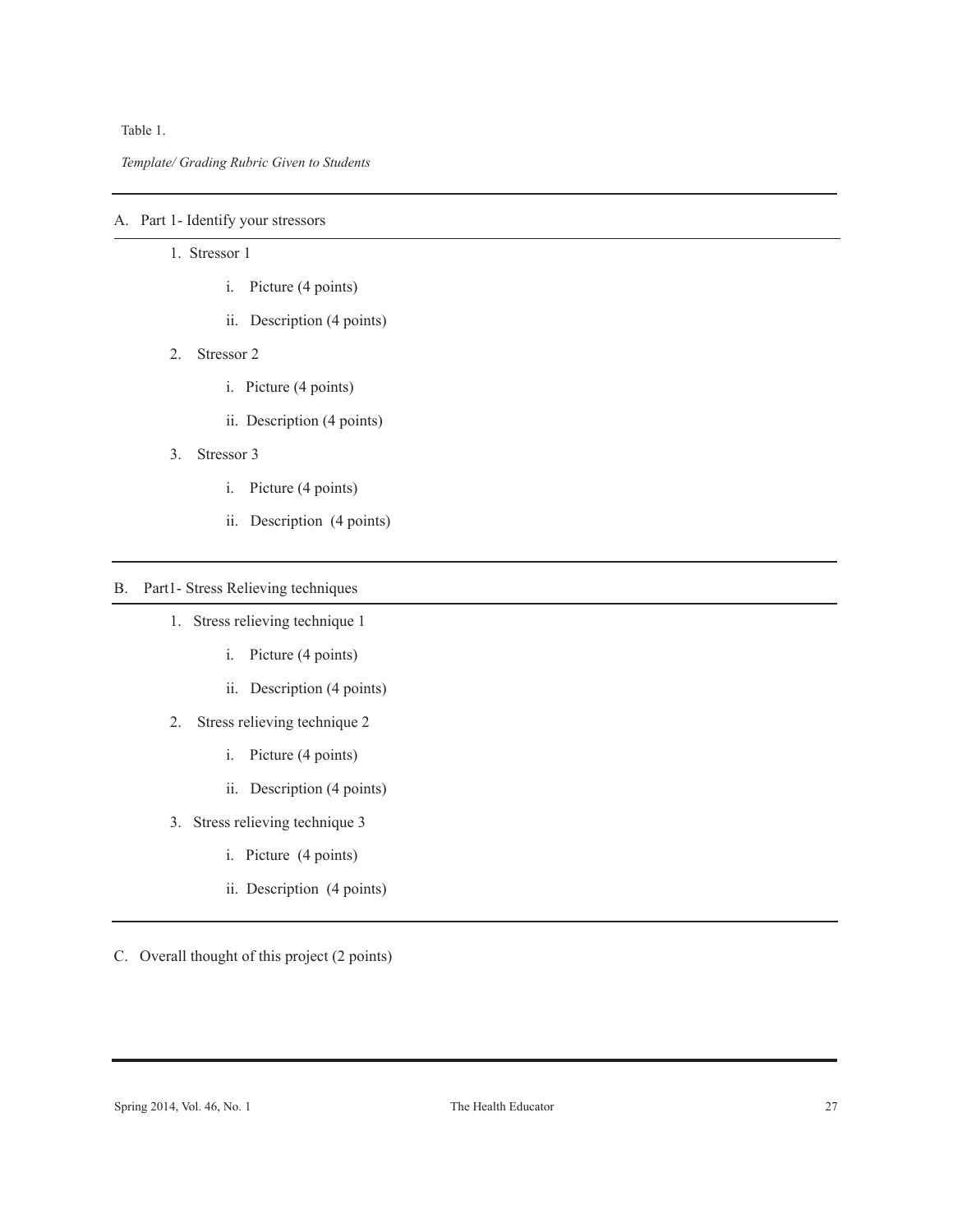Table 1.

*Template/ Grading Rubric Given to Students*

A. Part 1- Identify your stressors

1. Stressor 1
   - i. Picture (4 points)
   - ii. Description (4 points)
2. Stressor 2
   - i. Picture (4 points)
   - ii. Description (4 points)
3. Stressor 3
   - i. Picture (4 points)
   - ii. Description (4 points)

B. Part1- Stress Relieving techniques

1. Stress relieving technique 1
   - i. Picture (4 points)
   - ii. Description (4 points)
2. Stress relieving technique 2
   - i. Picture (4 points)
   - ii. Description (4 points)
3. Stress relieving technique 3
   - i. Picture (4 points)
   - ii. Description (4 points)

C. Overall thought of this project (2 points)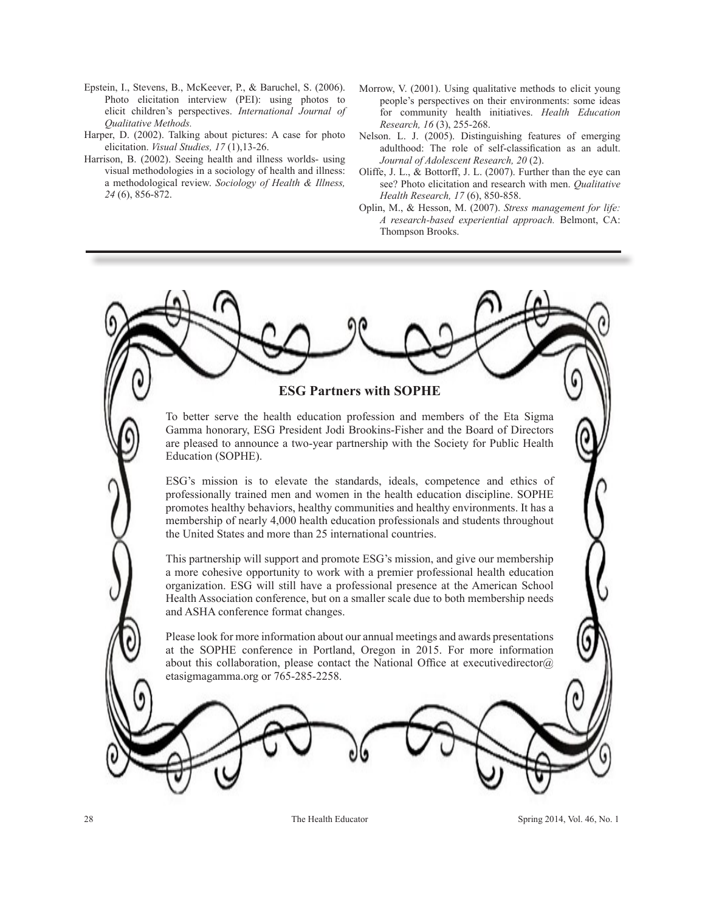Epstein, I., Stevens, B., McKeever, P., & Baruchel, S. (2006). Photo elicitation interview (PEI): using photos to elicit children's perspectives. *International Journal of Qualitative Methods.*

Harper, D. (2002). Talking about pictures: A case for photo elicitation. *Visual Studies, 17* (1),13-26.

Harrison, B. (2002). Seeing health and illness worlds- using visual methodologies in a sociology of health and illness: a methodological review. *Sociology of Health & Illness, 24* (6), 856-872.

Morrow, V. (2001). Using qualitative methods to elicit young people's perspectives on their environments: some ideas for community health initiatives. *Health Education Research, 16* (3), 255-268.

Nelson. L. J. (2005). Distinguishing features of emerging adulthood: The role of self-classification as an adult. *Journal of Adolescent Research, 20* (2).

Oliffe, J. L., & Bottorff, J. L. (2007). Further than the eye can see? Photo elicitation and research with men. *Qualitative Health Research, 17* (6), 850-858.

Oplin, M., & Hesson, M. (2007). *Stress management for life: A research-based experiential approach.* Belmont, CA: Thompson Brooks.

---

## ESG Partners with SOPHE

To better serve the health education profession and members of the Eta Sigma Gamma honorary, ESG President Jodi Brookins-Fisher and the Board of Directors are pleased to announce a two-year partnership with the Society for Public Health Education (SOPHE).

ESG's mission is to elevate the standards, ideals, competence and ethics of professionally trained men and women in the health education discipline. SOPHE promotes healthy behaviors, healthy communities and healthy environments. It has a membership of nearly 4,000 health education professionals and students throughout the United States and more than 25 international countries.

This partnership will support and promote ESG's mission, and give our membership a more cohesive opportunity to work with a premier professional health education organization. ESG will still have a professional presence at the American School Health Association conference, but on a smaller scale due to both membership needs and ASHA conference format changes.

Please look for more information about our annual meetings and awards presentations at the SOPHE conference in Portland, Oregon in 2015. For more information about this collaboration, please contact the National Office at executivedirector@etasigmagamma.org or 765-285-2258.